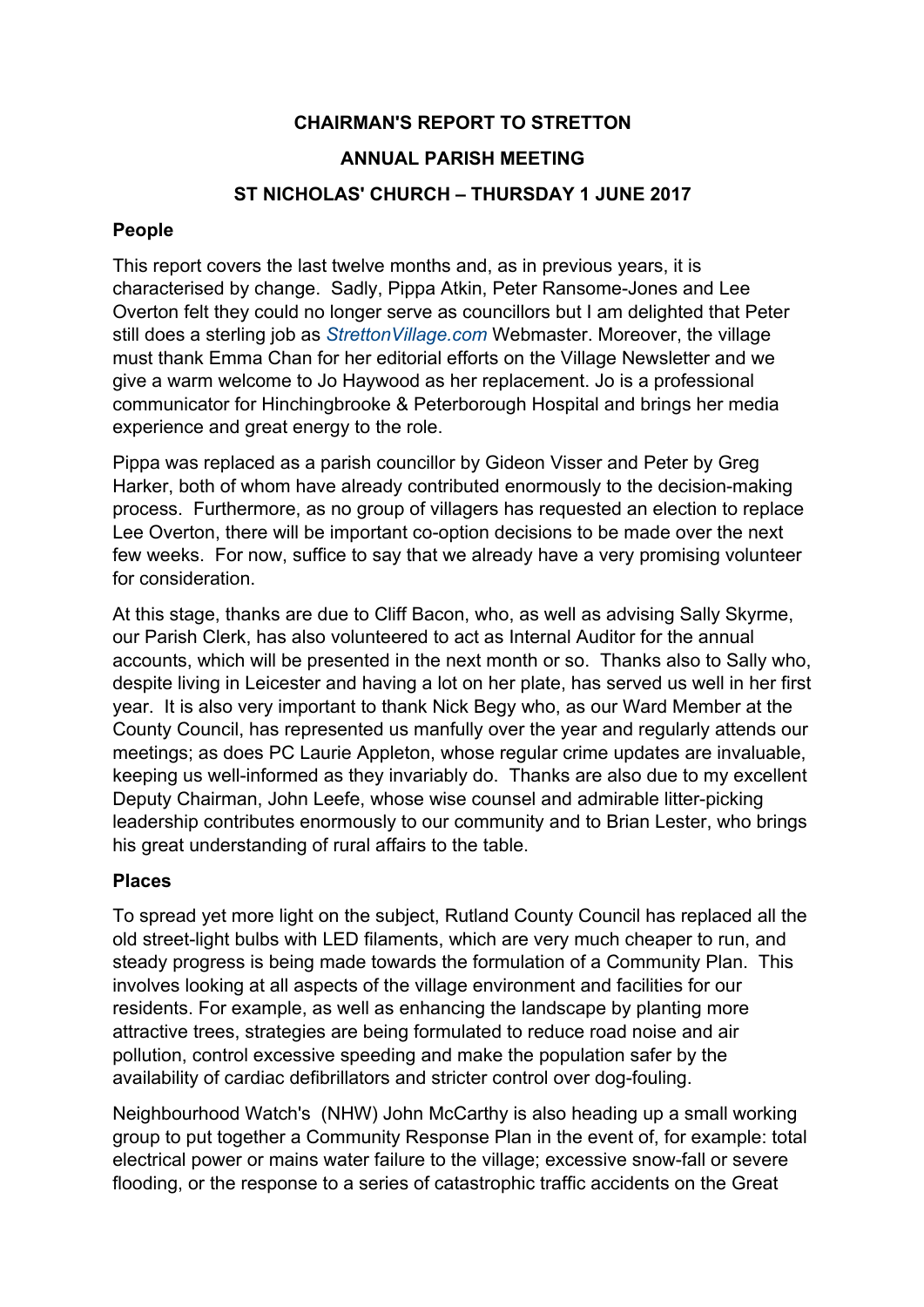**CHAIRMAN'S REPORT TO STRETTON**

**ANNUAL PARISH MEETING**

**ST NICHOLAS' CHURCH – THURSDAY 1 JUNE 2017**

**People**

This report covers the last twelve months and, as in previous years, it is characterised by change. Sadly, Pippa Atkin, Peter Ransome-Jones and Lee Overton felt they could no longer serve as councillors but I am delighted that Peter still does a sterling job as *StrettonVillage.com* Webmaster. Moreover, the village must thank Emma Chan for her editorial efforts on the Village Newsletter and we give a warm welcome to Jo Haywood as her replacement. Jo is a professional communicator for Hinchingbrooke & Peterborough Hospital and brings her media experience and great energy to the role.

Pippa was replaced as a parish councillor by Gideon Visser and Peter by Greg Harker, both of whom have already contributed enormously to the decision-making process. Furthermore, as no group of villagers has requested an election to replace Lee Overton, there will be important co-option decisions to be made over the next few weeks. For now, suffice to say that we already have a very promising volunteer for consideration.

At this stage, thanks are due to Cliff Bacon, who, as well as advising Sally Skyrme, our Parish Clerk, has also volunteered to act as Internal Auditor for the annual accounts, which will be presented in the next month or so. Thanks also to Sally who, despite living in Leicester and having a lot on her plate, has served us well in her first year. It is also very important to thank Nick Begy who, as our Ward Member at the County Council, has represented us manfully over the year and regularly attends our meetings; as does PC Laurie Appleton, whose regular crime updates are invaluable, keeping us well-informed as they invariably do. Thanks are also due to my excellent Deputy Chairman, John Leefe, whose wise counsel and admirable litter-picking leadership contributes enormously to our community and to Brian Lester, who brings his great understanding of rural affairs to the table.

**Places**

To spread yet more light on the subject, Rutland County Council has replaced all the old street-light bulbs with LED filaments, which are very much cheaper to run, and steady progress is being made towards the formulation of a Community Plan. This involves looking at all aspects of the village environment and facilities for our residents. For example, as well as enhancing the landscape by planting more attractive trees, strategies are being formulated to reduce road noise and air pollution, control excessive speeding and make the population safer by the availability of cardiac defibrillators and stricter control over dog-fouling.

Neighbourhood Watch's (NHW) John McCarthy is also heading up a small working group to put together a Community Response Plan in the event of, for example: total electrical power or mains water failure to the village; excessive snow-fall or severe flooding, or the response to a series of catastrophic traffic accidents on the Great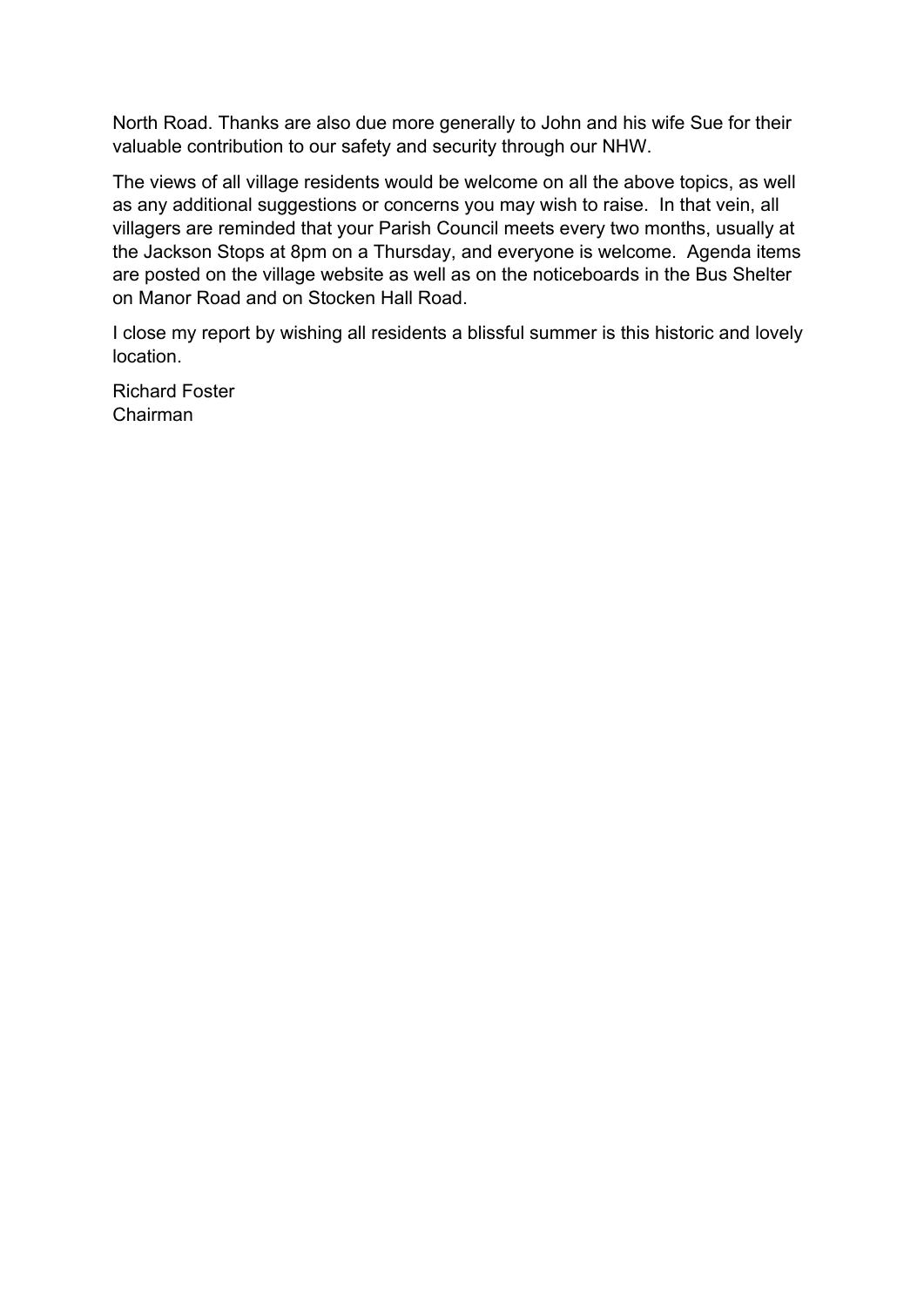North Road. Thanks are also due more generally to John and his wife Sue for their valuable contribution to our safety and security through our NHW.

The views of all village residents would be welcome on all the above topics, as well as any additional suggestions or concerns you may wish to raise. In that vein, all villagers are reminded that your Parish Council meets every two months, usually at the Jackson Stops at 8pm on a Thursday, and everyone is welcome. Agenda items are posted on the village website as well as on the noticeboards in the Bus Shelter on Manor Road and on Stocken Hall Road.

I close my report by wishing all residents a blissful summer is this historic and lovely location.

Richard Foster
Chairman